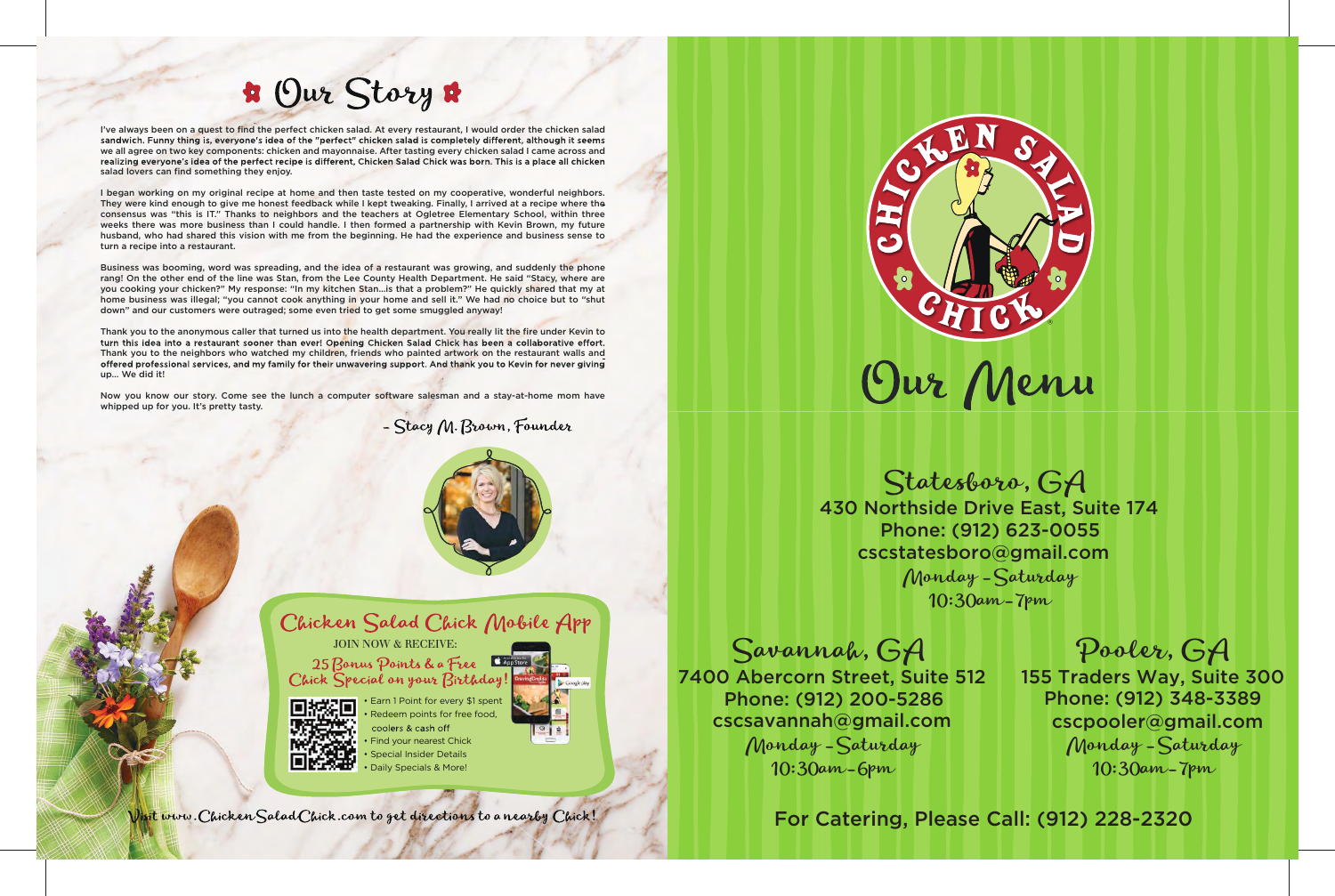# Our Story

I've always been on a quest to find the perfect chicken salad. At every restaurant, I would order the chicken salad sandwich. Funny thing is, everyone's idea of the "perfect" chicken salad is completely different, although it seems we all agree on two key components: chicken and mayonnaise. After tasting every chicken salad I came across and realizing everyone's idea of the perfect recipe is different, Chicken Salad Chick was born. This is a place all chicken salad lovers can find something they enjoy.

I began working on my original recipe at home and then taste tested on my cooperative, wonderful neighbors. They were kind enough to give me honest feedback while I kept tweaking. Finally, I arrived at a recipe where the consensus was "this is IT." Thanks to neighbors and the teachers at Ogletree Elementary School, within three weeks there was more business than I could handle. I then formed a partnership with Kevin Brown, my future husband, who had shared this vision with me from the beginning. He had the experience and business sense to turn a recipe into a restaurant.

Business was booming, word was spreading, and the idea of a restaurant was growing, and suddenly the phone rang! On the other end of the line was Stan, from the Lee County Health Department. He said "Stacy, where are you cooking your chicken?" My response: "In my kitchen Stan...is that a problem?" He quickly shared that my at home business was illegal; "you cannot cook anything in your home and sell it." We had no choice but to "shut down" and our customers were outraged; some even tried to get some smuggled anyway!

Thank you to the anonymous caller that turned us into the health department. You really lit the fire under Kevin to turn this idea into a restaurant sooner than ever! Opening Chicken Salad Chick has been a collaborative effort. Thank you to the neighbors who watched my children, friends who painted artwork on the restaurant walls and offered professional services, and my family for their unwavering support. And thank you to Kevin for never giving up... We did it!

Now you know our story. Come see the lunch a computer software salesman and a stay-at-home mom have whipped up for you. It's pretty tasty.

- Stacy M. Brown, Founder

## Chicken Salad Chick Mobile App

JOIN NOW & RECEIVE:

25 Bonus Points & a Free Chick Special on your Birthday!

- Earn 1 Point for every $1 spent
- Redeem points for free food, coolers & cash off
- Find your nearest Chick
- Special Insider Details
- Daily Specials & More!

Visit www.ChickenSaladChick.com to get directions to a nearby Chick!

CHICKEN SALAD CHICK®

# Our Menu

## Statesboro, GA

430 Northside Drive East, Suite 174
Phone: (912) 623-0055
cscstatesboro@gmail.com
Monday - Saturday
10:30am - 7pm

## Savannah, GA

7400 Abercorn Street, Suite 512
Phone: (912) 200-5286
cscsavannah@gmail.com
Monday - Saturday
10:30am - 6pm

## Pooler, GA

155 Traders Way, Suite 300
Phone: (912) 348-3389
cscpooler@gmail.com
Monday - Saturday
10:30am - 7pm

For Catering, Please Call: (912) 228-2320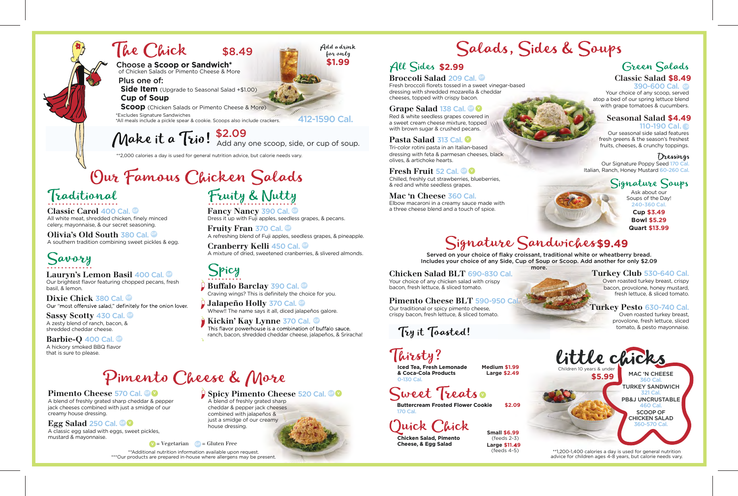# The Chick $8.49

Add a drink for only **$1.99**

Choose a **Scoop or Sandwich*** of Chicken Salads or Pimento Cheese & More

Plus one of:

- **Side Item** (Upgrade to Seasonal Salad +$1.00)
- **Cup of Soup**
- **Scoop** (Chicken Salads or Pimento Cheese & More)

*Excludes Signature Sandwiches
*All meals include a pickle spear & cookie. Scoops also include crackers.

412-1590 Cal.

## Make it a Trio! $2.09

Add any one scoop, side, or cup of soup.

**2,000 calories a day is used for general nutrition advice, but calorie needs vary.

# Our Famous Chicken Salads

## Traditional

**Classic Carol** 400 Cal. GF
All white meat, shredded chicken, finely minced celery, mayonnaise, & our secret seasoning.

**Olivia's Old South** 380 Cal. GF
A southern tradition combining sweet pickles & egg.

## Savory

**Lauryn's Lemon Basil** 400 Cal. GF
Our brightest flavor featuring chopped pecans, fresh basil, & lemon.

**Dixie Chick** 380 Cal. GF
Our "most offensive salad," definitely for the onion lover.

**Sassy Scotty** 430 Cal. GF
A zesty blend of ranch, bacon, & shredded cheddar cheese.

**Barbie-Q** 400 Cal. GF
A hickory smoked BBQ flavor that is sure to please.

## Fruity & Nutty

**Fancy Nancy** 390 Cal. GF
Dress it up with Fuji apples, seedless grapes, & pecans.

**Fruity Fran** 370 Cal. GF
A refreshing blend of Fuji apples, seedless grapes, & pineapple.

**Cranberry Kelli** 450 Cal. GF
A mixture of dried, sweetened cranberries, & slivered almonds.

## Spicy

**Buffalo Barclay** 390 Cal. GF
Craving wings? This is definitely the choice for you.

**Jalapeño Holly** 370 Cal. GF
Whew!! The name says it all, diced jalapeños galore.

**Kickin' Kay Lynne** 370 Cal. GF
This flavor powerhouse is a combination of buffalo sauce, ranch, bacon, shredded cheddar cheese, jalapeños, & Sriracha!

# Pimento Cheese & More

**Pimento Cheese** 570 Cal. GF V
A blend of freshly grated sharp cheddar & pepper jack cheeses combined with just a smidge of our creamy house dressing.

**Egg Salad** 250 Cal. GF V
A classic egg salad with eggs, sweet pickles, mustard & mayonnaise.

**Spicy Pimento Cheese** 520 Cal. GF V
A blend of freshly grated sharp cheddar & pepper jack cheeses combined with jalapeños & just a smidge of our creamy house dressing.

V = Vegetarian GF = Gluten Free

**Additional nutrition information available upon request.
***Our products are prepared in-house where allergens may be present.

# Salads, Sides & Soups

## All Sides $2.99

**Broccoli Salad** 209 Cal. GF
Fresh broccoli florets tossed in a sweet vinegar-based dressing with shredded mozarella & cheddar cheeses, topped with crispy bacon.

**Grape Salad** 138 Cal. GF V
Red & white seedless grapes covered in a sweet cream cheese mixture, topped with brown sugar & crushed pecans.

**Pasta Salad** 313 Cal. V
Tri-color rotini pasta in an Italian-based dressing with feta & parmesan cheeses, black olives, & artichoke hearts.

**Fresh Fruit** 52 Cal. GF V
Chilled, freshly cut strawberries, blueberries, & red and white seedless grapes.

**Mac 'n Cheese** 360 Cal.
Elbow macaroni in a creamy sauce made with a three cheese blend and a touch of spice.

## Green Salads

**Classic Salad $8.49**
390-600 Cal. GF
Your choice of any scoop, served atop a bed of our spring lettuce blend with grape tomatoes & cucumbers.

**Seasonal Salad $4.49**
110-190 Cal. GF
Our seasonal side salad features fresh greens & the season's freshest fruits, cheeses, & crunchy toppings.

### Dressings

Our Signature Poppy Seed 170 Cal.
Italian, Ranch, Honey Mustard 60-260 Cal.

## Signature Soups

Ask about our Soups of the Day!
240-360 Cal.
**Cup $3.49**
**Bowl $5.29**
**Quart $13.99**

# Signature Sandwiches $9.49

Served on your choice of flaky croissant, traditional white or wheatberry bread. Includes your choice of any Side, Cup of Soup or Scoop. Add another for only $2.09 more.

**Chicken Salad BLT** 690-830 Cal.
Your choice of any chicken salad with crispy bacon, fresh lettuce, & sliced tomato.

**Pimento Cheese BLT** 590-950 Cal.
Our traditional or spicy pimento cheese, crispy bacon, fresh lettuce, & sliced tomato.

**Turkey Club** 530-640 Cal.
Oven roasted turkey breast, crispy bacon, provolone, honey mustard, fresh lettuce, & sliced tomato.

**Turkey Pesto** 630-740 Cal.
Oven roasted turkey breast, provolone, fresh lettuce, sliced tomato, & pesto mayonnaise.

Try it Toasted!

## Thirsty?

**Iced Tea, Fresh Lemonade & Coca-Cola Products**
0-130 Cal.
**Medium $1.99**
**Large $2.49**

## Sweet Treats V

**Buttercream Frosted Flower Cookie** **$2.09**
170 Cal.

## Quick Chick

**Chicken Salad, Pimento Cheese, & Egg Salad**
**Small $6.99** (feeds 2-3)
**Large $11.49** (feeds 4-5)

## little chicks

Children 10 years & under
**$5.99**

MAC 'N CHEESE
360 Cal.
TURKEY SANDWICH
321 Cal.
PB&J UNCRUSTABLE
460 Cal.
SCOOP OF CHICKEN SALAD
360-570 Cal.

**1,200-1,400 calories a day is used for general nutrition advice for children ages 4-8 years, but calorie needs vary.